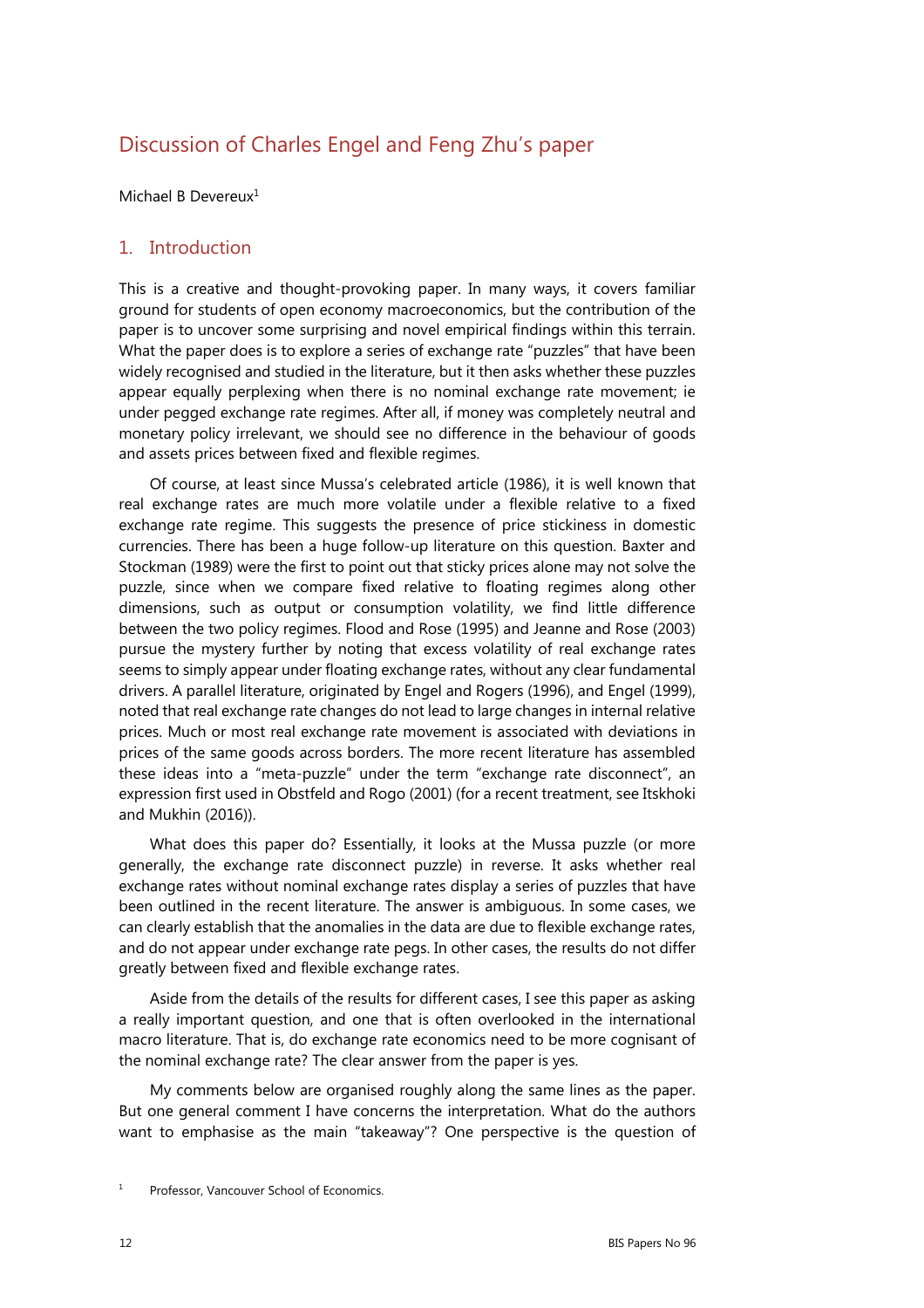# Discussion of Charles Engel and Feng Zhu's paper

Michael B Devereux[1]

## 1. Introduction

This is a creative and thought-provoking paper. In many ways, it covers familiar ground for students of open economy macroeconomics, but the contribution of the paper is to uncover some surprising and novel empirical findings within this terrain. What the paper does is to explore a series of exchange rate "puzzles" that have been widely recognised and studied in the literature, but it then asks whether these puzzles appear equally perplexing when there is no nominal exchange rate movement; ie under pegged exchange rate regimes. After all, if money was completely neutral and monetary policy irrelevant, we should see no difference in the behaviour of goods and assets prices between fixed and flexible regimes.

Of course, at least since Mussa's celebrated article (1986), it is well known that real exchange rates are much more volatile under a flexible relative to a fixed exchange rate regime. This suggests the presence of price stickiness in domestic currencies. There has been a huge follow-up literature on this question. Baxter and Stockman (1989) were the first to point out that sticky prices alone may not solve the puzzle, since when we compare fixed relative to floating regimes along other dimensions, such as output or consumption volatility, we find little difference between the two policy regimes. Flood and Rose (1995) and Jeanne and Rose (2003) pursue the mystery further by noting that excess volatility of real exchange rates seems to simply appear under floating exchange rates, without any clear fundamental drivers. A parallel literature, originated by Engel and Rogers (1996), and Engel (1999), noted that real exchange rate changes do not lead to large changes in internal relative prices. Much or most real exchange rate movement is associated with deviations in prices of the same goods across borders. The more recent literature has assembled these ideas into a "meta-puzzle" under the term "exchange rate disconnect", an expression first used in Obstfeld and Rogo (2001) (for a recent treatment, see Itskhoki and Mukhin (2016)).

What does this paper do? Essentially, it looks at the Mussa puzzle (or more generally, the exchange rate disconnect puzzle) in reverse. It asks whether real exchange rates without nominal exchange rates display a series of puzzles that have been outlined in the recent literature. The answer is ambiguous. In some cases, we can clearly establish that the anomalies in the data are due to flexible exchange rates, and do not appear under exchange rate pegs. In other cases, the results do not differ greatly between fixed and flexible exchange rates.

Aside from the details of the results for different cases, I see this paper as asking a really important question, and one that is often overlooked in the international macro literature. That is, do exchange rate economics need to be more cognisant of the nominal exchange rate? The clear answer from the paper is yes.

My comments below are organised roughly along the same lines as the paper. But one general comment I have concerns the interpretation. What do the authors want to emphasise as the main "takeaway"? One perspective is the question of

[1] Professor, Vancouver School of Economics.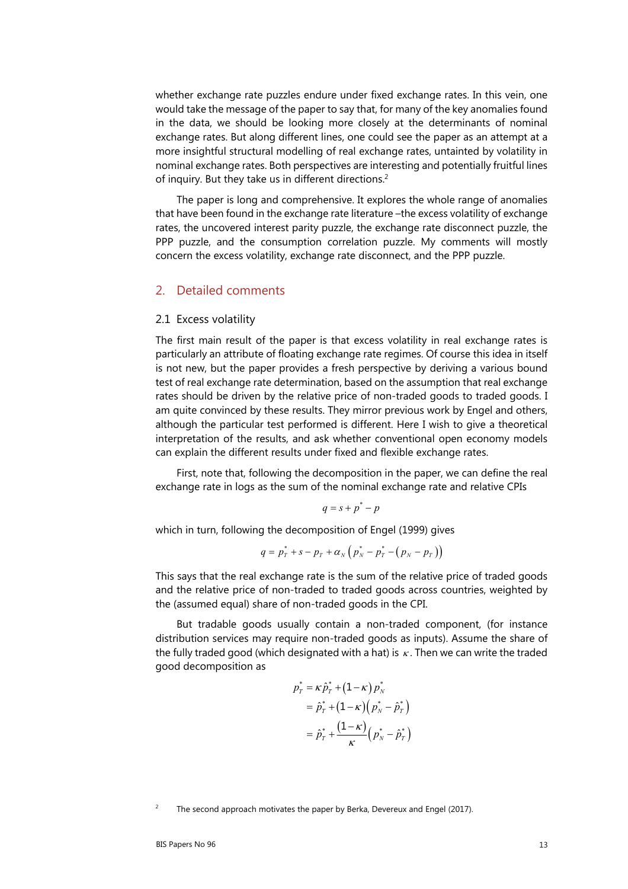whether exchange rate puzzles endure under fixed exchange rates. In this vein, one would take the message of the paper to say that, for many of the key anomalies found in the data, we should be looking more closely at the determinants of nominal exchange rates. But along different lines, one could see the paper as an attempt at a more insightful structural modelling of real exchange rates, untainted by volatility in nominal exchange rates. Both perspectives are interesting and potentially fruitful lines of inquiry. But they take us in different directions.[2]

The paper is long and comprehensive. It explores the whole range of anomalies that have been found in the exchange rate literature –the excess volatility of exchange rates, the uncovered interest parity puzzle, the exchange rate disconnect puzzle, the PPP puzzle, and the consumption correlation puzzle. My comments will mostly concern the excess volatility, exchange rate disconnect, and the PPP puzzle.

## 2. Detailed comments

### 2.1 Excess volatility

The first main result of the paper is that excess volatility in real exchange rates is particularly an attribute of floating exchange rate regimes. Of course this idea in itself is not new, but the paper provides a fresh perspective by deriving a various bound test of real exchange rate determination, based on the assumption that real exchange rates should be driven by the relative price of non-traded goods to traded goods. I am quite convinced by these results. They mirror previous work by Engel and others, although the particular test performed is different. Here I wish to give a theoretical interpretation of the results, and ask whether conventional open economy models can explain the different results under fixed and flexible exchange rates.

First, note that, following the decomposition in the paper, we can define the real exchange rate in logs as the sum of the nominal exchange rate and relative CPIs

$$q = s + p^* - p$$

which in turn, following the decomposition of Engel (1999) gives

$$q = p_T^* + s - p_T + \alpha_N \left( p_N^* - p_T^* - \left( p_N - p_T \right) \right)$$

This says that the real exchange rate is the sum of the relative price of traded goods and the relative price of non-traded to traded goods across countries, weighted by the (assumed equal) share of non-traded goods in the CPI.

But tradable goods usually contain a non-traded component, (for instance distribution services may require non-traded goods as inputs). Assume the share of the fully traded good (which designated with a hat) is $\kappa$. Then we can write the traded good decomposition as

$$\begin{aligned}
p_T^* &= \kappa \hat{p}_T^* + (1-\kappa) p_N^* \\
&= \hat{p}_T^* + (1-\kappa)\left( p_N^* - \hat{p}_T^* \right) \\
&= \hat{p}_T^* + \frac{(1-\kappa)}{\kappa}\left( p_N^* - \hat{p}_T^* \right)
\end{aligned}$$

[2] The second approach motivates the paper by Berka, Devereux and Engel (2017).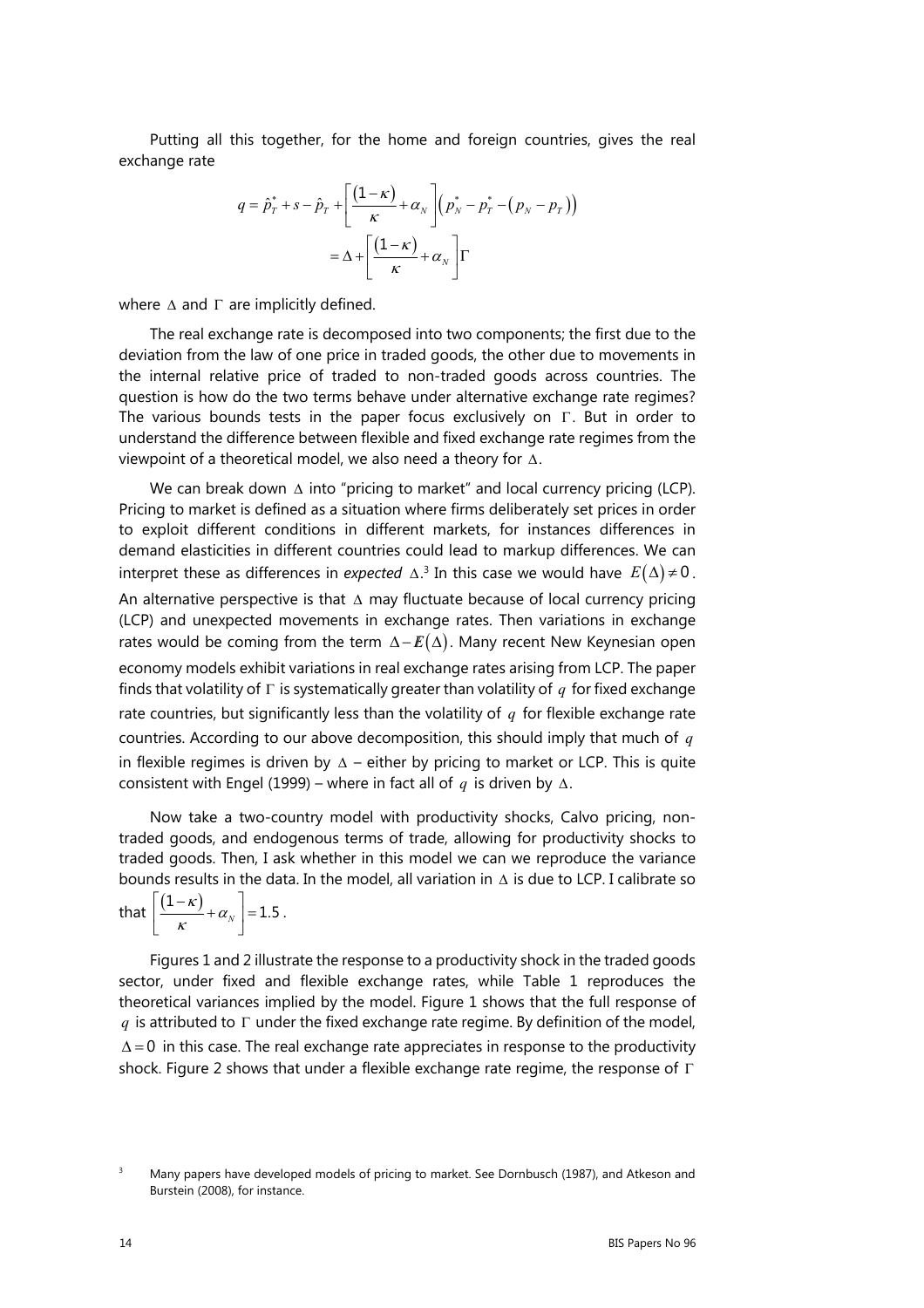Putting all this together, for the home and foreign countries, gives the real exchange rate

$$
\begin{aligned}
q &= \hat{p}_T^* + s - \hat{p}_T + \left[\frac{(1-\kappa)}{\kappa} + \alpha_N\right]\left(p_N^* - p_T^* - (p_N - p_T)\right) \\
&= \Delta + \left[\frac{(1-\kappa)}{\kappa} + \alpha_N\right]\Gamma
\end{aligned}
$$

where $\Delta$ and $\Gamma$ are implicitly defined.

The real exchange rate is decomposed into two components; the first due to the deviation from the law of one price in traded goods, the other due to movements in the internal relative price of traded to non-traded goods across countries. The question is how do the two terms behave under alternative exchange rate regimes? The various bounds tests in the paper focus exclusively on $\Gamma$. But in order to understand the difference between flexible and fixed exchange rate regimes from the viewpoint of a theoretical model, we also need a theory for $\Delta$.

We can break down $\Delta$ into "pricing to market" and local currency pricing (LCP). Pricing to market is defined as a situation where firms deliberately set prices in order to exploit different conditions in different markets, for instances differences in demand elasticities in different countries could lead to markup differences. We can interpret these as differences in *expected* $\Delta$.[3] In this case we would have $E(\Delta) \neq 0$. An alternative perspective is that $\Delta$ may fluctuate because of local currency pricing (LCP) and unexpected movements in exchange rates. Then variations in exchange rates would be coming from the term $\Delta - E(\Delta)$. Many recent New Keynesian open economy models exhibit variations in real exchange rates arising from LCP. The paper finds that volatility of $\Gamma$ is systematically greater than volatility of $q$ for fixed exchange rate countries, but significantly less than the volatility of $q$ for flexible exchange rate countries. According to our above decomposition, this should imply that much of $q$ in flexible regimes is driven by $\Delta$ – either by pricing to market or LCP. This is quite consistent with Engel (1999) – where in fact all of $q$ is driven by $\Delta$.

Now take a two-country model with productivity shocks, Calvo pricing, non-traded goods, and endogenous terms of trade, allowing for productivity shocks to traded goods. Then, I ask whether in this model we can we reproduce the variance bounds results in the data. In the model, all variation in $\Delta$ is due to LCP. I calibrate so that $\left[\frac{(1-\kappa)}{\kappa} + \alpha_N\right] = 1.5$.

Figures 1 and 2 illustrate the response to a productivity shock in the traded goods sector, under fixed and flexible exchange rates, while Table 1 reproduces the theoretical variances implied by the model. Figure 1 shows that the full response of $q$ is attributed to $\Gamma$ under the fixed exchange rate regime. By definition of the model, $\Delta = 0$ in this case. The real exchange rate appreciates in response to the productivity shock. Figure 2 shows that under a flexible exchange rate regime, the response of $\Gamma$

[3] Many papers have developed models of pricing to market. See Dornbusch (1987), and Atkeson and Burstein (2008), for instance.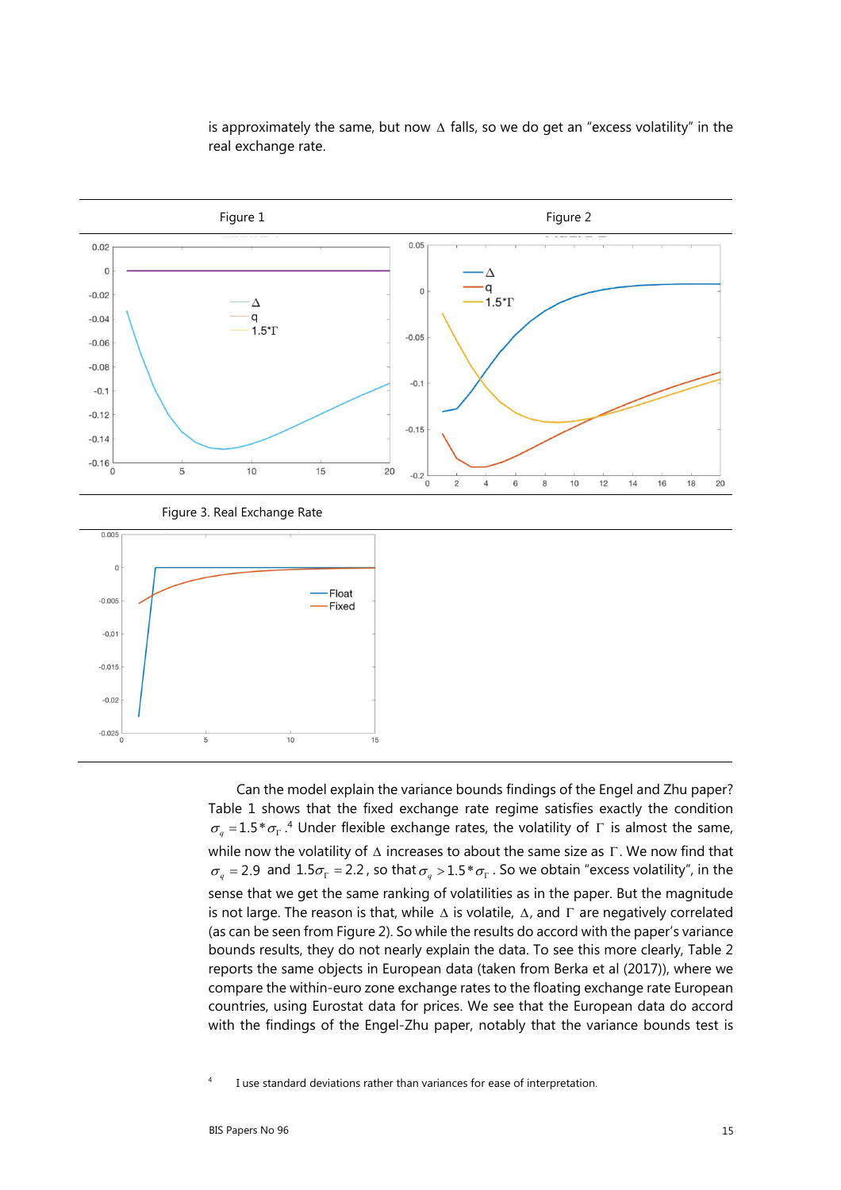is approximately the same, but now $\Delta$ falls, so we do get an "excess volatility" in the real exchange rate.

Figure 1

Figure 2

Figure 3. Real Exchange Rate

Can the model explain the variance bounds findings of the Engel and Zhu paper? Table 1 shows that the fixed exchange rate regime satisfies exactly the condition $\sigma_q = 1.5 * \sigma_\Gamma$.[4] Under flexible exchange rates, the volatility of $\Gamma$ is almost the same, while now the volatility of $\Delta$ increases to about the same size as $\Gamma$. We now find that $\sigma_q = 2.9$ and $1.5\sigma_\Gamma = 2.2$, so that $\sigma_q > 1.5 * \sigma_\Gamma$. So we obtain "excess volatility", in the sense that we get the same ranking of volatilities as in the paper. But the magnitude is not large. The reason is that, while $\Delta$ is volatile, $\Delta$, and $\Gamma$ are negatively correlated (as can be seen from Figure 2). So while the results do accord with the paper's variance bounds results, they do not nearly explain the data. To see this more clearly, Table 2 reports the same objects in European data (taken from Berka et al (2017)), where we compare the within-euro zone exchange rates to the floating exchange rate European countries, using Eurostat data for prices. We see that the European data do accord with the findings of the Engel-Zhu paper, notably that the variance bounds test is

[4] I use standard deviations rather than variances for ease of interpretation.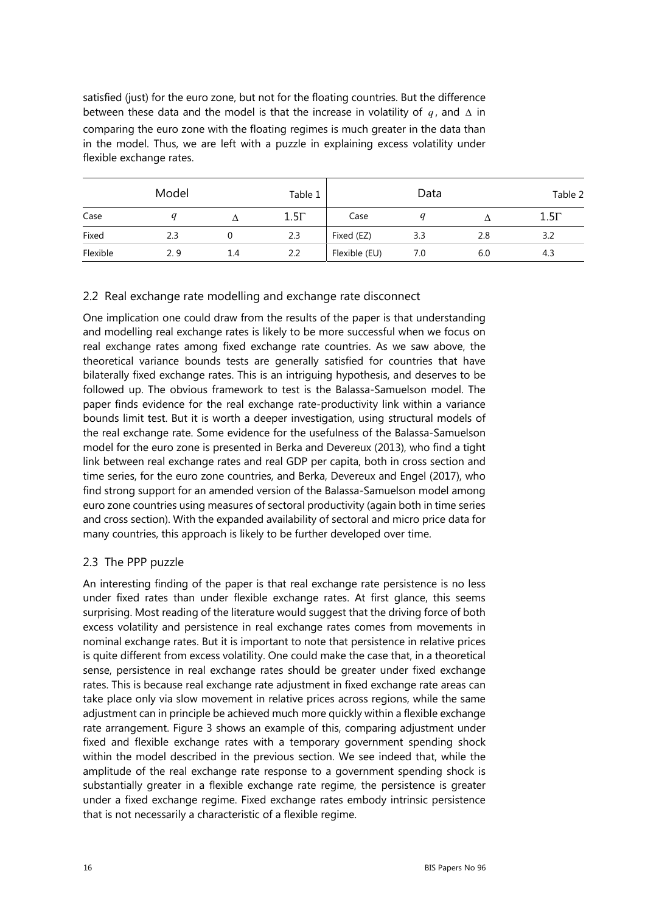satisfied (just) for the euro zone, but not for the floating countries. But the difference between these data and the model is that the increase in volatility of $q$, and $\Delta$ in comparing the euro zone with the floating regimes is much greater in the data than in the model. Thus, we are left with a puzzle in explaining excess volatility under flexible exchange rates.

| Model | | | Table 1 | Data | | | Table 2 |
|---|---|---|---|---|---|---|---|
| Case | $q$ | $\Delta$ | $1.5\Gamma$ | Case | $q$ | $\Delta$ | $1.5\Gamma$ |
| Fixed | 2.3 | 0 | 2.3 | Fixed (EZ) | 3.3 | 2.8 | 3.2 |
| Flexible | 2. 9 | 1.4 | 2.2 | Flexible (EU) | 7.0 | 6.0 | 4.3 |

## 2.2 Real exchange rate modelling and exchange rate disconnect

One implication one could draw from the results of the paper is that understanding and modelling real exchange rates is likely to be more successful when we focus on real exchange rates among fixed exchange rate countries. As we saw above, the theoretical variance bounds tests are generally satisfied for countries that have bilaterally fixed exchange rates. This is an intriguing hypothesis, and deserves to be followed up. The obvious framework to test is the Balassa-Samuelson model. The paper finds evidence for the real exchange rate-productivity link within a variance bounds limit test. But it is worth a deeper investigation, using structural models of the real exchange rate. Some evidence for the usefulness of the Balassa-Samuelson model for the euro zone is presented in Berka and Devereux (2013), who find a tight link between real exchange rates and real GDP per capita, both in cross section and time series, for the euro zone countries, and Berka, Devereux and Engel (2017), who find strong support for an amended version of the Balassa-Samuelson model among euro zone countries using measures of sectoral productivity (again both in time series and cross section). With the expanded availability of sectoral and micro price data for many countries, this approach is likely to be further developed over time.

## 2.3 The PPP puzzle

An interesting finding of the paper is that real exchange rate persistence is no less under fixed rates than under flexible exchange rates. At first glance, this seems surprising. Most reading of the literature would suggest that the driving force of both excess volatility and persistence in real exchange rates comes from movements in nominal exchange rates. But it is important to note that persistence in relative prices is quite different from excess volatility. One could make the case that, in a theoretical sense, persistence in real exchange rates should be greater under fixed exchange rates. This is because real exchange rate adjustment in fixed exchange rate areas can take place only via slow movement in relative prices across regions, while the same adjustment can in principle be achieved much more quickly within a flexible exchange rate arrangement. Figure 3 shows an example of this, comparing adjustment under fixed and flexible exchange rates with a temporary government spending shock within the model described in the previous section. We see indeed that, while the amplitude of the real exchange rate response to a government spending shock is substantially greater in a flexible exchange rate regime, the persistence is greater under a fixed exchange regime. Fixed exchange rates embody intrinsic persistence that is not necessarily a characteristic of a flexible regime.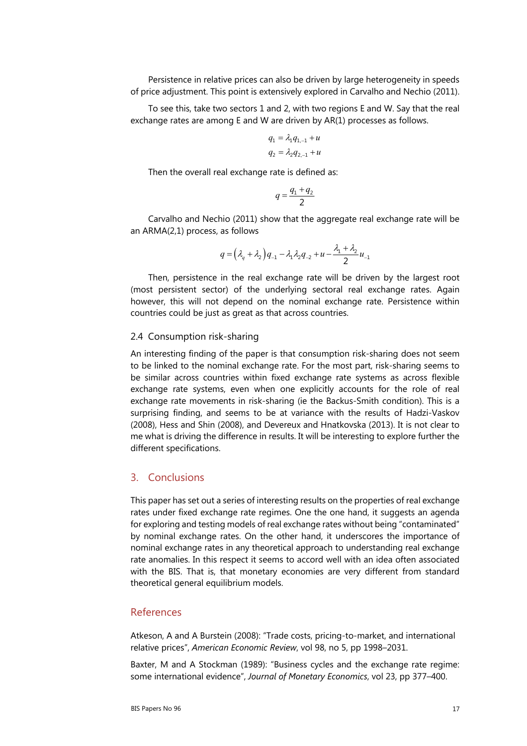Persistence in relative prices can also be driven by large heterogeneity in speeds of price adjustment. This point is extensively explored in Carvalho and Nechio (2011).

To see this, take two sectors 1 and 2, with two regions E and W. Say that the real exchange rates are among E and W are driven by AR(1) processes as follows.

$$q_1 = \lambda_1 q_{1,-1} + u$$
$$q_2 = \lambda_2 q_{2,-1} + u$$

Then the overall real exchange rate is defined as:

$$q = \frac{q_1 + q_2}{2}$$

Carvalho and Nechio (2011) show that the aggregate real exchange rate will be an ARMA(2,1) process, as follows

$$q = \left(\lambda_q + \lambda_2\right) q_{-1} - \lambda_1 \lambda_2 q_{-2} + u - \frac{\lambda_1 + \lambda_2}{2} u_{-1}$$

Then, persistence in the real exchange rate will be driven by the largest root (most persistent sector) of the underlying sectoral real exchange rates. Again however, this will not depend on the nominal exchange rate. Persistence within countries could be just as great as that across countries.

### 2.4 Consumption risk-sharing

An interesting finding of the paper is that consumption risk-sharing does not seem to be linked to the nominal exchange rate. For the most part, risk-sharing seems to be similar across countries within fixed exchange rate systems as across flexible exchange rate systems, even when one explicitly accounts for the role of real exchange rate movements in risk-sharing (ie the Backus-Smith condition). This is a surprising finding, and seems to be at variance with the results of Hadzi-Vaskov (2008), Hess and Shin (2008), and Devereux and Hnatkovska (2013). It is not clear to me what is driving the difference in results. It will be interesting to explore further the different specifications.

## 3. Conclusions

This paper has set out a series of interesting results on the properties of real exchange rates under fixed exchange rate regimes. One the one hand, it suggests an agenda for exploring and testing models of real exchange rates without being "contaminated" by nominal exchange rates. On the other hand, it underscores the importance of nominal exchange rates in any theoretical approach to understanding real exchange rate anomalies. In this respect it seems to accord well with an idea often associated with the BIS. That is, that monetary economies are very different from standard theoretical general equilibrium models.

## References

Atkeson, A and A Burstein (2008): "Trade costs, pricing-to-market, and international relative prices", *American Economic Review*, vol 98, no 5, pp 1998–2031.

Baxter, M and A Stockman (1989): "Business cycles and the exchange rate regime: some international evidence", *Journal of Monetary Economics*, vol 23, pp 377–400.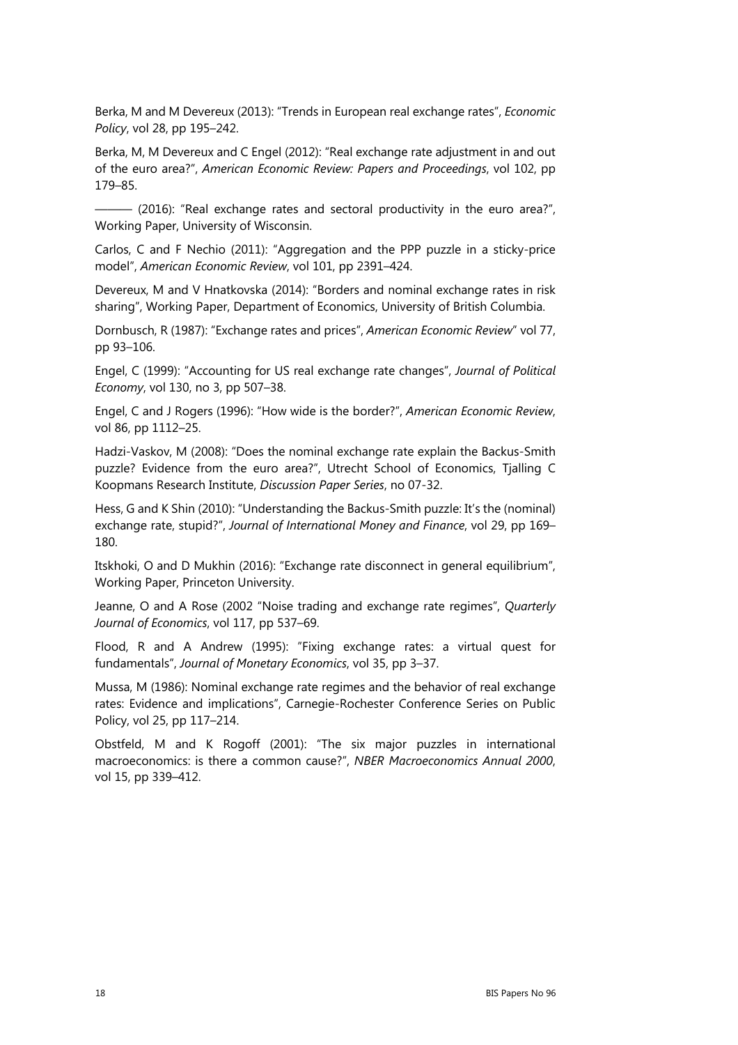Berka, M and M Devereux (2013): "Trends in European real exchange rates", *Economic Policy*, vol 28, pp 195–242.

Berka, M, M Devereux and C Engel (2012): "Real exchange rate adjustment in and out of the euro area?", *American Economic Review: Papers and Proceedings*, vol 102, pp 179–85.

——— (2016): "Real exchange rates and sectoral productivity in the euro area?", Working Paper, University of Wisconsin.

Carlos, C and F Nechio (2011): "Aggregation and the PPP puzzle in a sticky-price model", *American Economic Review*, vol 101, pp 2391–424.

Devereux, M and V Hnatkovska (2014): "Borders and nominal exchange rates in risk sharing", Working Paper, Department of Economics, University of British Columbia.

Dornbusch, R (1987): "Exchange rates and prices", *American Economic Review*" vol 77, pp 93–106.

Engel, C (1999): "Accounting for US real exchange rate changes", *Journal of Political Economy*, vol 130, no 3, pp 507–38.

Engel, C and J Rogers (1996): "How wide is the border?", *American Economic Review*, vol 86, pp 1112–25.

Hadzi-Vaskov, M (2008): "Does the nominal exchange rate explain the Backus-Smith puzzle? Evidence from the euro area?", Utrecht School of Economics, Tjalling C Koopmans Research Institute, *Discussion Paper Series*, no 07-32.

Hess, G and K Shin (2010): "Understanding the Backus-Smith puzzle: It's the (nominal) exchange rate, stupid?", *Journal of International Money and Finance*, vol 29, pp 169–180.

Itskhoki, O and D Mukhin (2016): "Exchange rate disconnect in general equilibrium", Working Paper, Princeton University.

Jeanne, O and A Rose (2002 "Noise trading and exchange rate regimes", *Quarterly Journal of Economics*, vol 117, pp 537–69.

Flood, R and A Andrew (1995): "Fixing exchange rates: a virtual quest for fundamentals", *Journal of Monetary Economics*, vol 35, pp 3–37.

Mussa, M (1986): Nominal exchange rate regimes and the behavior of real exchange rates: Evidence and implications", Carnegie-Rochester Conference Series on Public Policy, vol 25, pp 117–214.

Obstfeld, M and K Rogoff (2001): "The six major puzzles in international macroeconomics: is there a common cause?", *NBER Macroeconomics Annual 2000*, vol 15, pp 339–412.